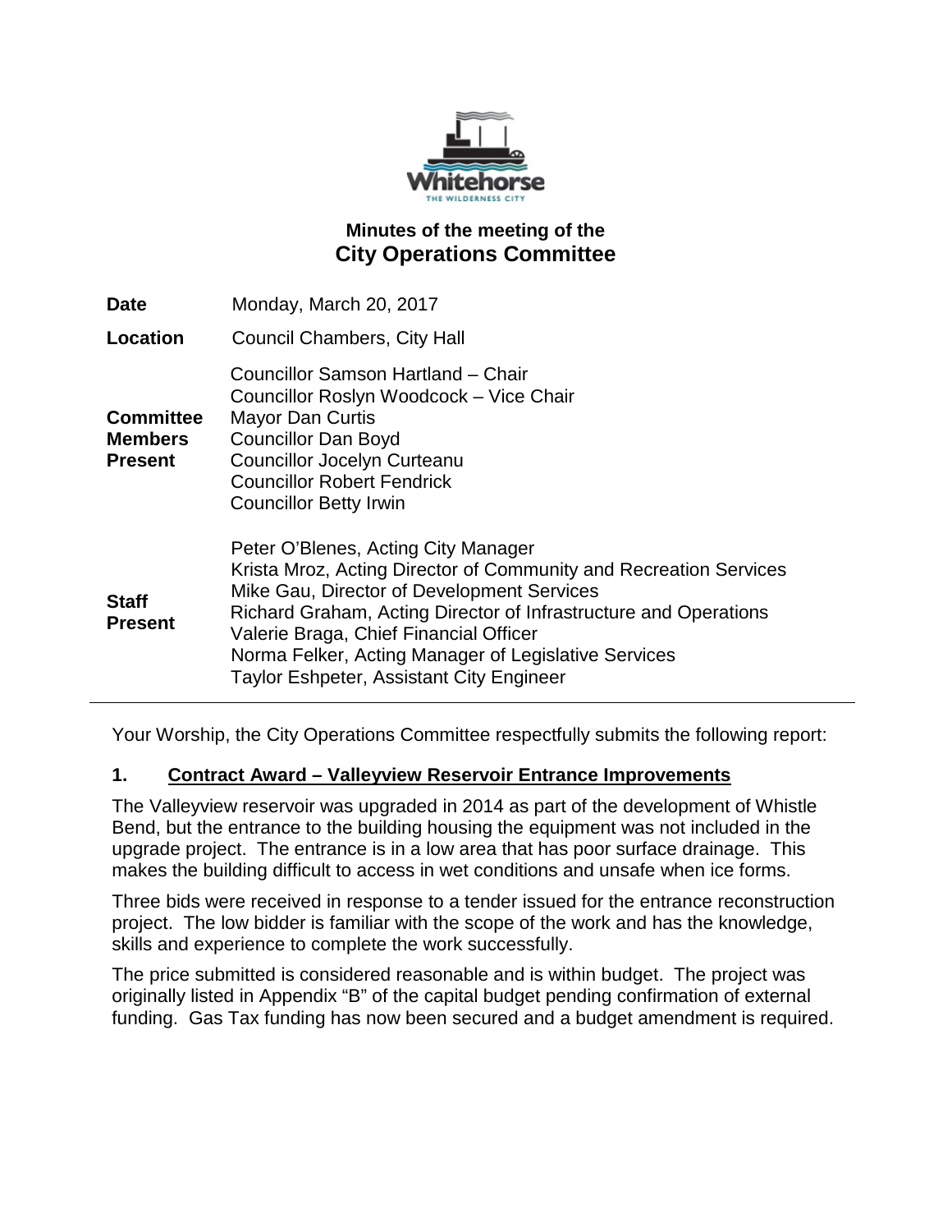# Minutes of the meeting of the
## City Operations Committee

| | |
|---|---|
| **Date** | Monday, March 20, 2017 |
| **Location** | Council Chambers, City Hall |
| **Committee Members Present** | Councillor Samson Hartland – Chair<br>Councillor Roslyn Woodcock – Vice Chair<br>Mayor Dan Curtis<br>Councillor Dan Boyd<br>Councillor Jocelyn Curteanu<br>Councillor Robert Fendrick<br>Councillor Betty Irwin |
| **Staff Present** | Peter O'Blenes, Acting City Manager<br>Krista Mroz, Acting Director of Community and Recreation Services<br>Mike Gau, Director of Development Services<br>Richard Graham, Acting Director of Infrastructure and Operations<br>Valerie Braga, Chief Financial Officer<br>Norma Felker, Acting Manager of Legislative Services<br>Taylor Eshpeter, Assistant City Engineer |

Your Worship, the City Operations Committee respectfully submits the following report:

### 1. Contract Award – Valleyview Reservoir Entrance Improvements

The Valleyview reservoir was upgraded in 2014 as part of the development of Whistle Bend, but the entrance to the building housing the equipment was not included in the upgrade project. The entrance is in a low area that has poor surface drainage. This makes the building difficult to access in wet conditions and unsafe when ice forms.

Three bids were received in response to a tender issued for the entrance reconstruction project. The low bidder is familiar with the scope of the work and has the knowledge, skills and experience to complete the work successfully.

The price submitted is considered reasonable and is within budget. The project was originally listed in Appendix "B" of the capital budget pending confirmation of external funding. Gas Tax funding has now been secured and a budget amendment is required.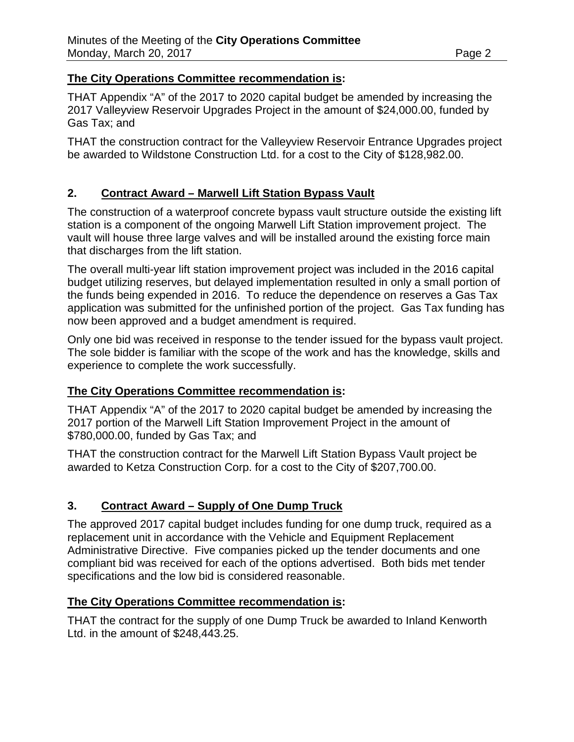**The City Operations Committee recommendation is:**

THAT Appendix “A” of the 2017 to 2020 capital budget be amended by increasing the 2017 Valleyview Reservoir Upgrades Project in the amount of $24,000.00, funded by Gas Tax; and

THAT the construction contract for the Valleyview Reservoir Entrance Upgrades project be awarded to Wildstone Construction Ltd. for a cost to the City of $128,982.00.

## 2. Contract Award – Marwell Lift Station Bypass Vault

The construction of a waterproof concrete bypass vault structure outside the existing lift station is a component of the ongoing Marwell Lift Station improvement project. The vault will house three large valves and will be installed around the existing force main that discharges from the lift station.

The overall multi-year lift station improvement project was included in the 2016 capital budget utilizing reserves, but delayed implementation resulted in only a small portion of the funds being expended in 2016. To reduce the dependence on reserves a Gas Tax application was submitted for the unfinished portion of the project. Gas Tax funding has now been approved and a budget amendment is required.

Only one bid was received in response to the tender issued for the bypass vault project. The sole bidder is familiar with the scope of the work and has the knowledge, skills and experience to complete the work successfully.

**The City Operations Committee recommendation is:**

THAT Appendix “A” of the 2017 to 2020 capital budget be amended by increasing the 2017 portion of the Marwell Lift Station Improvement Project in the amount of $780,000.00, funded by Gas Tax; and

THAT the construction contract for the Marwell Lift Station Bypass Vault project be awarded to Ketza Construction Corp. for a cost to the City of $207,700.00.

## 3. Contract Award – Supply of One Dump Truck

The approved 2017 capital budget includes funding for one dump truck, required as a replacement unit in accordance with the Vehicle and Equipment Replacement Administrative Directive. Five companies picked up the tender documents and one compliant bid was received for each of the options advertised. Both bids met tender specifications and the low bid is considered reasonable.

**The City Operations Committee recommendation is:**

THAT the contract for the supply of one Dump Truck be awarded to Inland Kenworth Ltd. in the amount of $248,443.25.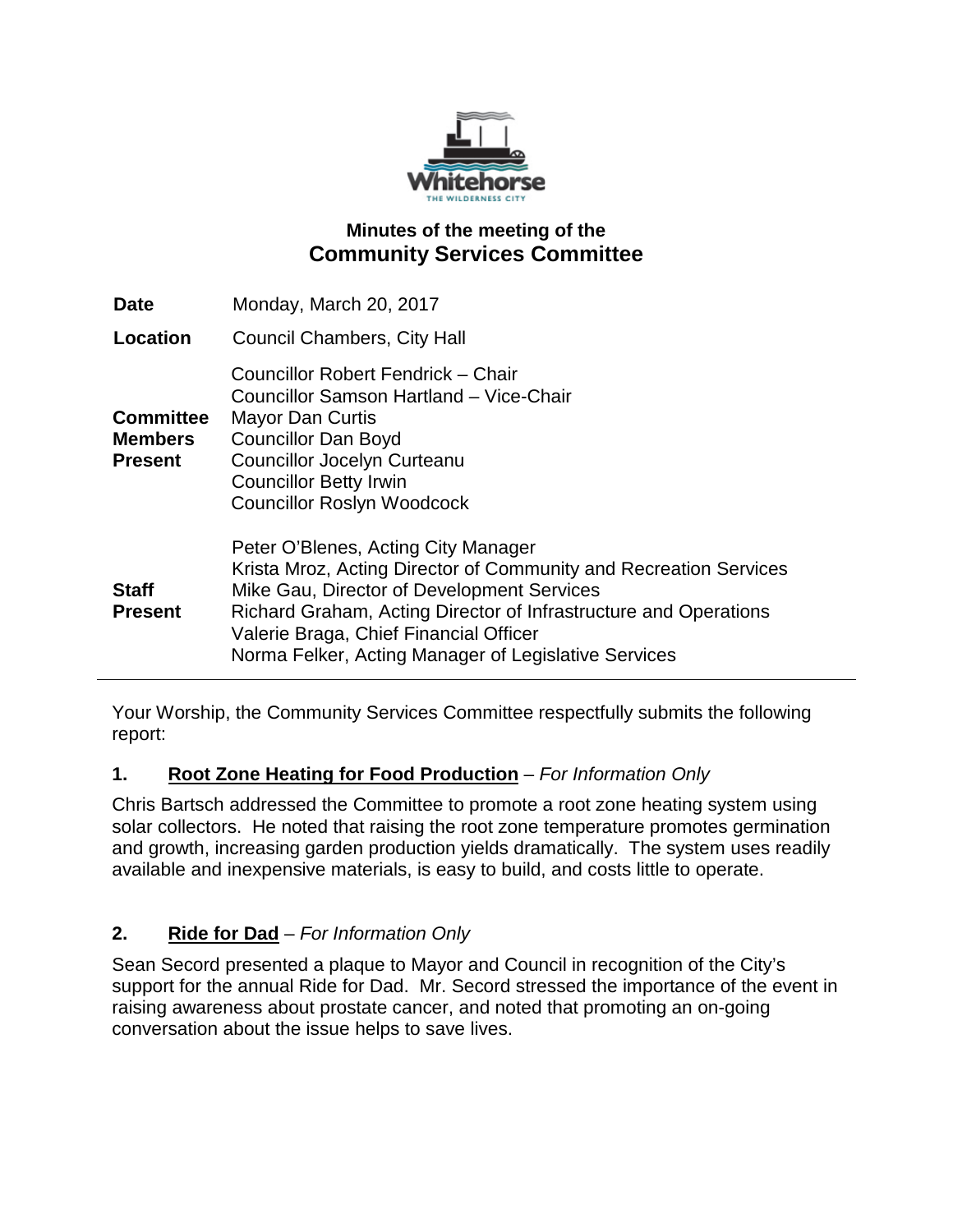## Minutes of the meeting of the
# Community Services Committee

| | |
|---|---|
| **Date** | Monday, March 20, 2017 |
| **Location** | Council Chambers, City Hall |
| **Committee Members Present** | Councillor Robert Fendrick – Chair<br>Councillor Samson Hartland – Vice-Chair<br>Mayor Dan Curtis<br>Councillor Dan Boyd<br>Councillor Jocelyn Curteanu<br>Councillor Betty Irwin<br>Councillor Roslyn Woodcock |
| **Staff Present** | Peter O'Blenes, Acting City Manager<br>Krista Mroz, Acting Director of Community and Recreation Services<br>Mike Gau, Director of Development Services<br>Richard Graham, Acting Director of Infrastructure and Operations<br>Valerie Braga, Chief Financial Officer<br>Norma Felker, Acting Manager of Legislative Services |

---

Your Worship, the Community Services Committee respectfully submits the following report:

**1. Root Zone Heating for Food Production** – *For Information Only*

Chris Bartsch addressed the Committee to promote a root zone heating system using solar collectors. He noted that raising the root zone temperature promotes germination and growth, increasing garden production yields dramatically. The system uses readily available and inexpensive materials, is easy to build, and costs little to operate.

**2. Ride for Dad** – *For Information Only*

Sean Secord presented a plaque to Mayor and Council in recognition of the City's support for the annual Ride for Dad. Mr. Secord stressed the importance of the event in raising awareness about prostate cancer, and noted that promoting an on-going conversation about the issue helps to save lives.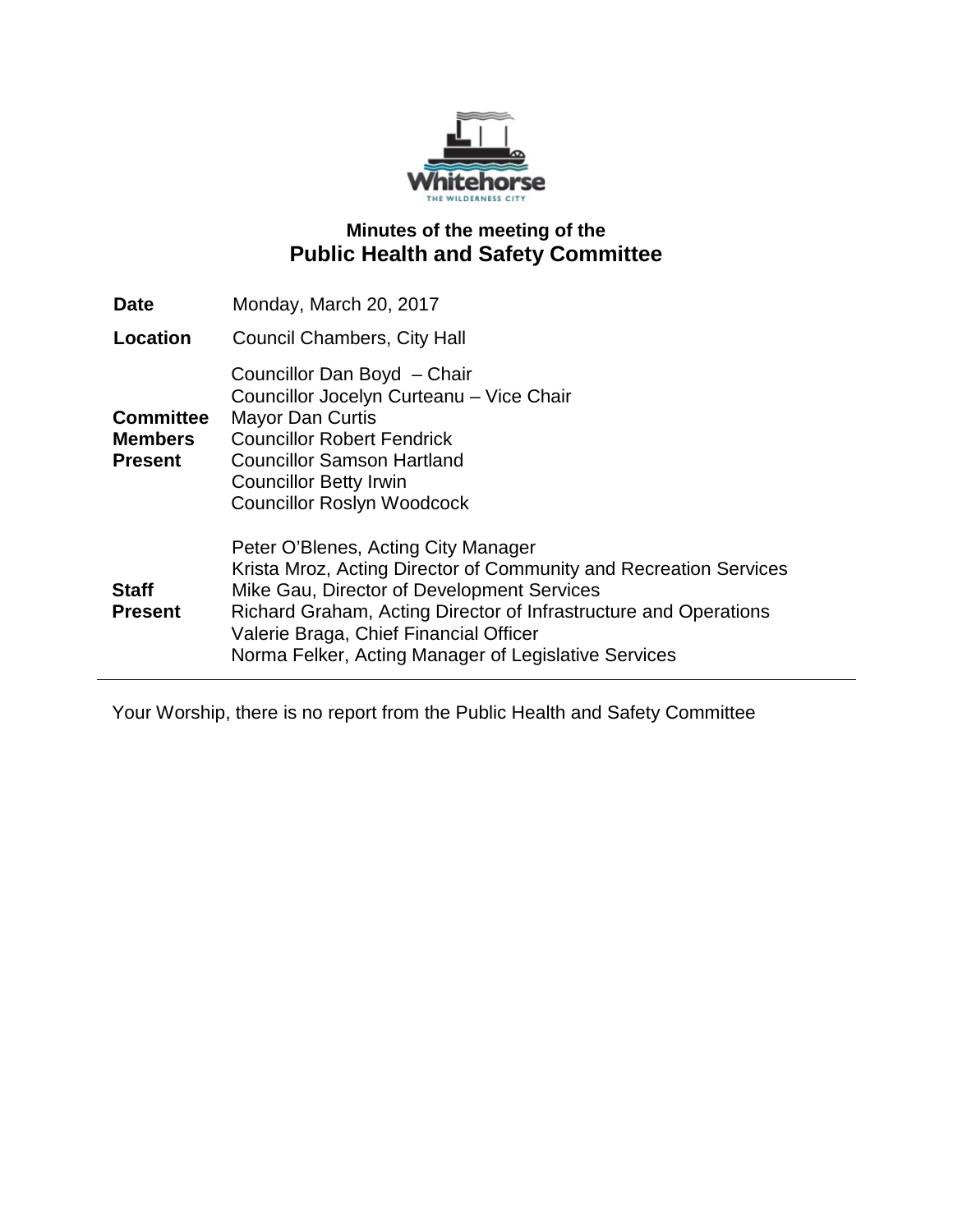# Minutes of the meeting of the
# Public Health and Safety Committee

| | |
|---|---|
| **Date** | Monday, March 20, 2017 |
| **Location** | Council Chambers, City Hall |
| **Committee Members Present** | Councillor Dan Boyd – Chair<br>Councillor Jocelyn Curteanu – Vice Chair<br>Mayor Dan Curtis<br>Councillor Robert Fendrick<br>Councillor Samson Hartland<br>Councillor Betty Irwin<br>Councillor Roslyn Woodcock |
| **Staff Present** | Peter O'Blenes, Acting City Manager<br>Krista Mroz, Acting Director of Community and Recreation Services<br>Mike Gau, Director of Development Services<br>Richard Graham, Acting Director of Infrastructure and Operations<br>Valerie Braga, Chief Financial Officer<br>Norma Felker, Acting Manager of Legislative Services |

---

Your Worship, there is no report from the Public Health and Safety Committee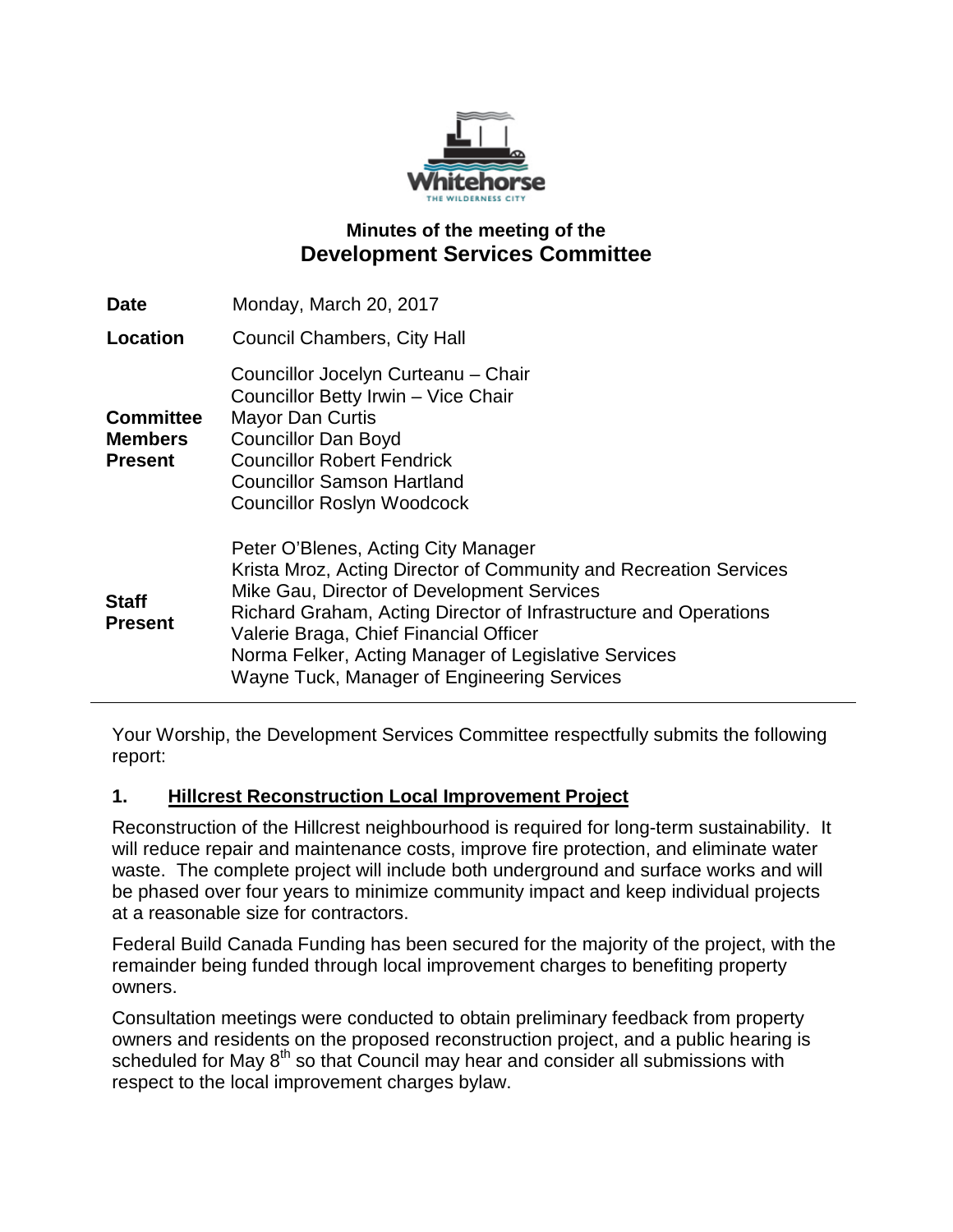# Minutes of the meeting of the
## Development Services Committee

| | |
|---|---|
| **Date** | Monday, March 20, 2017 |
| **Location** | Council Chambers, City Hall |
| **Committee Members Present** | Councillor Jocelyn Curteanu – Chair<br>Councillor Betty Irwin – Vice Chair<br>Mayor Dan Curtis<br>Councillor Dan Boyd<br>Councillor Robert Fendrick<br>Councillor Samson Hartland<br>Councillor Roslyn Woodcock |
| **Staff Present** | Peter O'Blenes, Acting City Manager<br>Krista Mroz, Acting Director of Community and Recreation Services<br>Mike Gau, Director of Development Services<br>Richard Graham, Acting Director of Infrastructure and Operations<br>Valerie Braga, Chief Financial Officer<br>Norma Felker, Acting Manager of Legislative Services<br>Wayne Tuck, Manager of Engineering Services |

Your Worship, the Development Services Committee respectfully submits the following report:

### 1. Hillcrest Reconstruction Local Improvement Project

Reconstruction of the Hillcrest neighbourhood is required for long-term sustainability. It will reduce repair and maintenance costs, improve fire protection, and eliminate water waste. The complete project will include both underground and surface works and will be phased over four years to minimize community impact and keep individual projects at a reasonable size for contractors.

Federal Build Canada Funding has been secured for the majority of the project, with the remainder being funded through local improvement charges to benefiting property owners.

Consultation meetings were conducted to obtain preliminary feedback from property owners and residents on the proposed reconstruction project, and a public hearing is scheduled for May 8th so that Council may hear and consider all submissions with respect to the local improvement charges bylaw.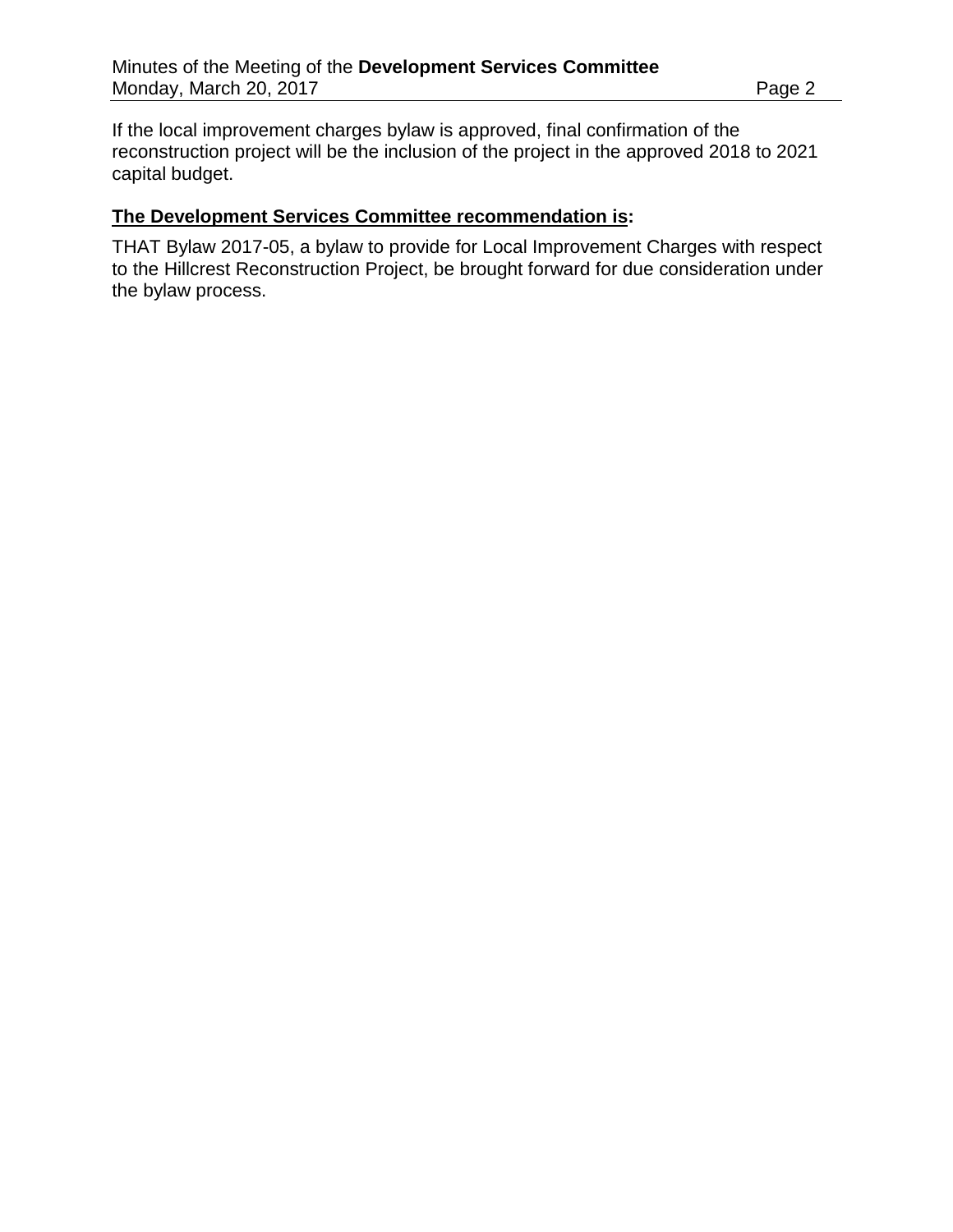If the local improvement charges bylaw is approved, final confirmation of the reconstruction project will be the inclusion of the project in the approved 2018 to 2021 capital budget.

**The Development Services Committee recommendation is:**

THAT Bylaw 2017-05, a bylaw to provide for Local Improvement Charges with respect to the Hillcrest Reconstruction Project, be brought forward for due consideration under the bylaw process.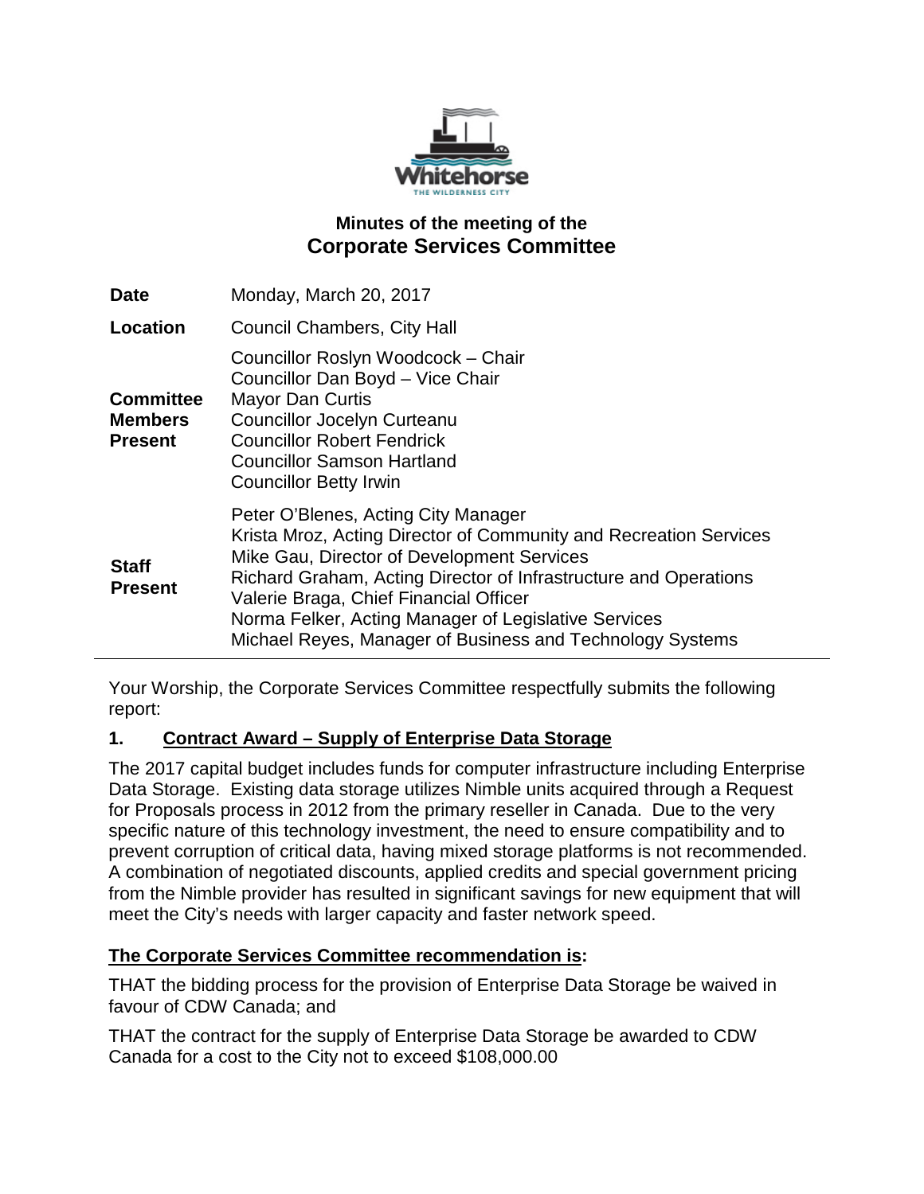# Minutes of the meeting of the
## Corporate Services Committee

| | |
|---|---|
| **Date** | Monday, March 20, 2017 |
| **Location** | Council Chambers, City Hall |
| **Committee Members Present** | Councillor Roslyn Woodcock – Chair<br>Councillor Dan Boyd – Vice Chair<br>Mayor Dan Curtis<br>Councillor Jocelyn Curteanu<br>Councillor Robert Fendrick<br>Councillor Samson Hartland<br>Councillor Betty Irwin |
| **Staff Present** | Peter O'Blenes, Acting City Manager<br>Krista Mroz, Acting Director of Community and Recreation Services<br>Mike Gau, Director of Development Services<br>Richard Graham, Acting Director of Infrastructure and Operations<br>Valerie Braga, Chief Financial Officer<br>Norma Felker, Acting Manager of Legislative Services<br>Michael Reyes, Manager of Business and Technology Systems |

Your Worship, the Corporate Services Committee respectfully submits the following report:

**1. Contract Award – Supply of Enterprise Data Storage**

The 2017 capital budget includes funds for computer infrastructure including Enterprise Data Storage. Existing data storage utilizes Nimble units acquired through a Request for Proposals process in 2012 from the primary reseller in Canada. Due to the very specific nature of this technology investment, the need to ensure compatibility and to prevent corruption of critical data, having mixed storage platforms is not recommended. A combination of negotiated discounts, applied credits and special government pricing from the Nimble provider has resulted in significant savings for new equipment that will meet the City's needs with larger capacity and faster network speed.

**The Corporate Services Committee recommendation is:**

THAT the bidding process for the provision of Enterprise Data Storage be waived in favour of CDW Canada; and

THAT the contract for the supply of Enterprise Data Storage be awarded to CDW Canada for a cost to the City not to exceed $108,000.00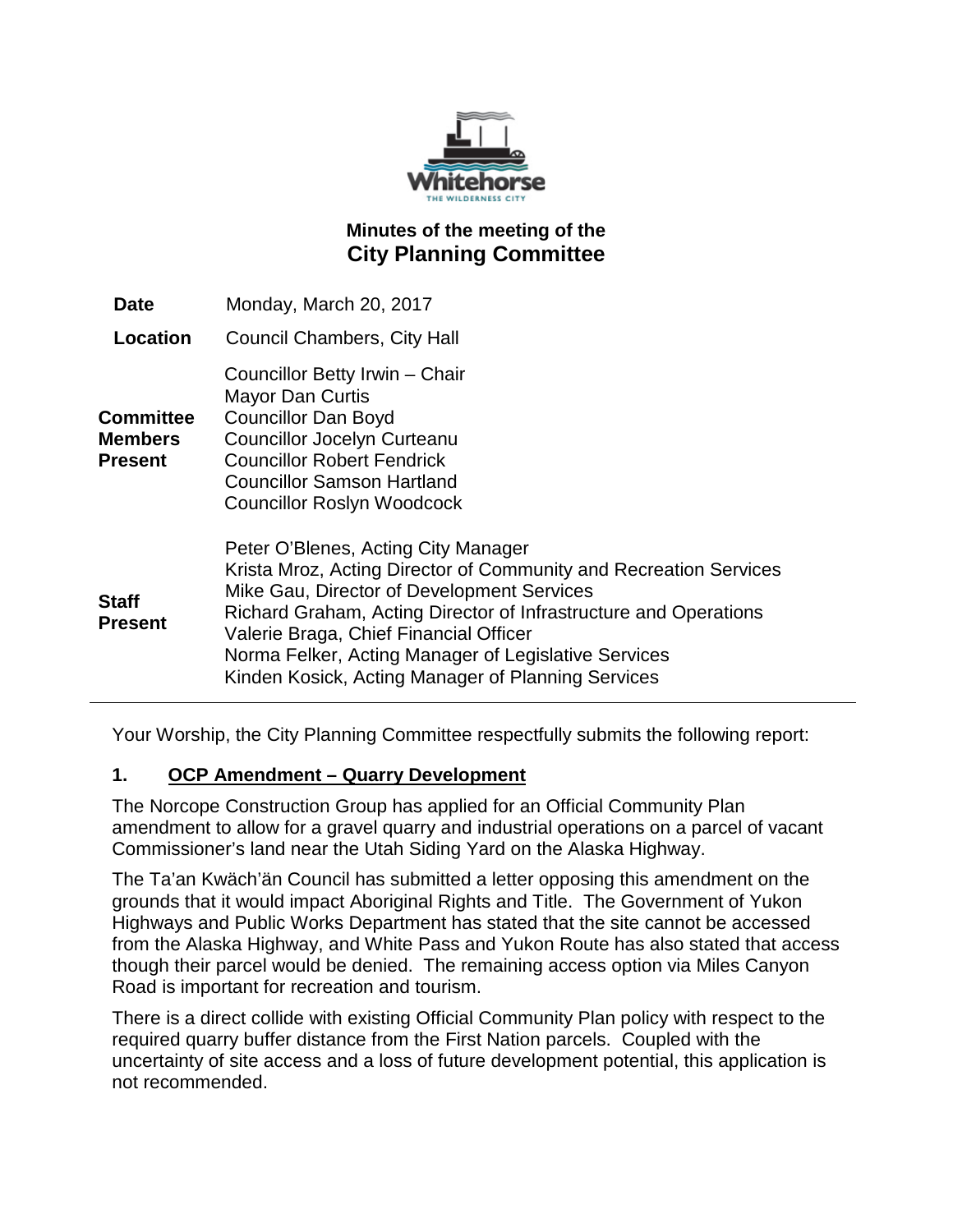## Minutes of the meeting of the
# City Planning Committee

| | |
|---|---|
| **Date** | Monday, March 20, 2017 |
| **Location** | Council Chambers, City Hall |
| **Committee Members Present** | Councillor Betty Irwin – Chair<br>Mayor Dan Curtis<br>Councillor Dan Boyd<br>Councillor Jocelyn Curteanu<br>Councillor Robert Fendrick<br>Councillor Samson Hartland<br>Councillor Roslyn Woodcock |
| **Staff Present** | Peter O'Blenes, Acting City Manager<br>Krista Mroz, Acting Director of Community and Recreation Services<br>Mike Gau, Director of Development Services<br>Richard Graham, Acting Director of Infrastructure and Operations<br>Valerie Braga, Chief Financial Officer<br>Norma Felker, Acting Manager of Legislative Services<br>Kinden Kosick, Acting Manager of Planning Services |

Your Worship, the City Planning Committee respectfully submits the following report:

### 1. OCP Amendment – Quarry Development

The Norcope Construction Group has applied for an Official Community Plan amendment to allow for a gravel quarry and industrial operations on a parcel of vacant Commissioner's land near the Utah Siding Yard on the Alaska Highway.

The Ta'an Kwäch'än Council has submitted a letter opposing this amendment on the grounds that it would impact Aboriginal Rights and Title. The Government of Yukon Highways and Public Works Department has stated that the site cannot be accessed from the Alaska Highway, and White Pass and Yukon Route has also stated that access though their parcel would be denied. The remaining access option via Miles Canyon Road is important for recreation and tourism.

There is a direct collide with existing Official Community Plan policy with respect to the required quarry buffer distance from the First Nation parcels. Coupled with the uncertainty of site access and a loss of future development potential, this application is not recommended.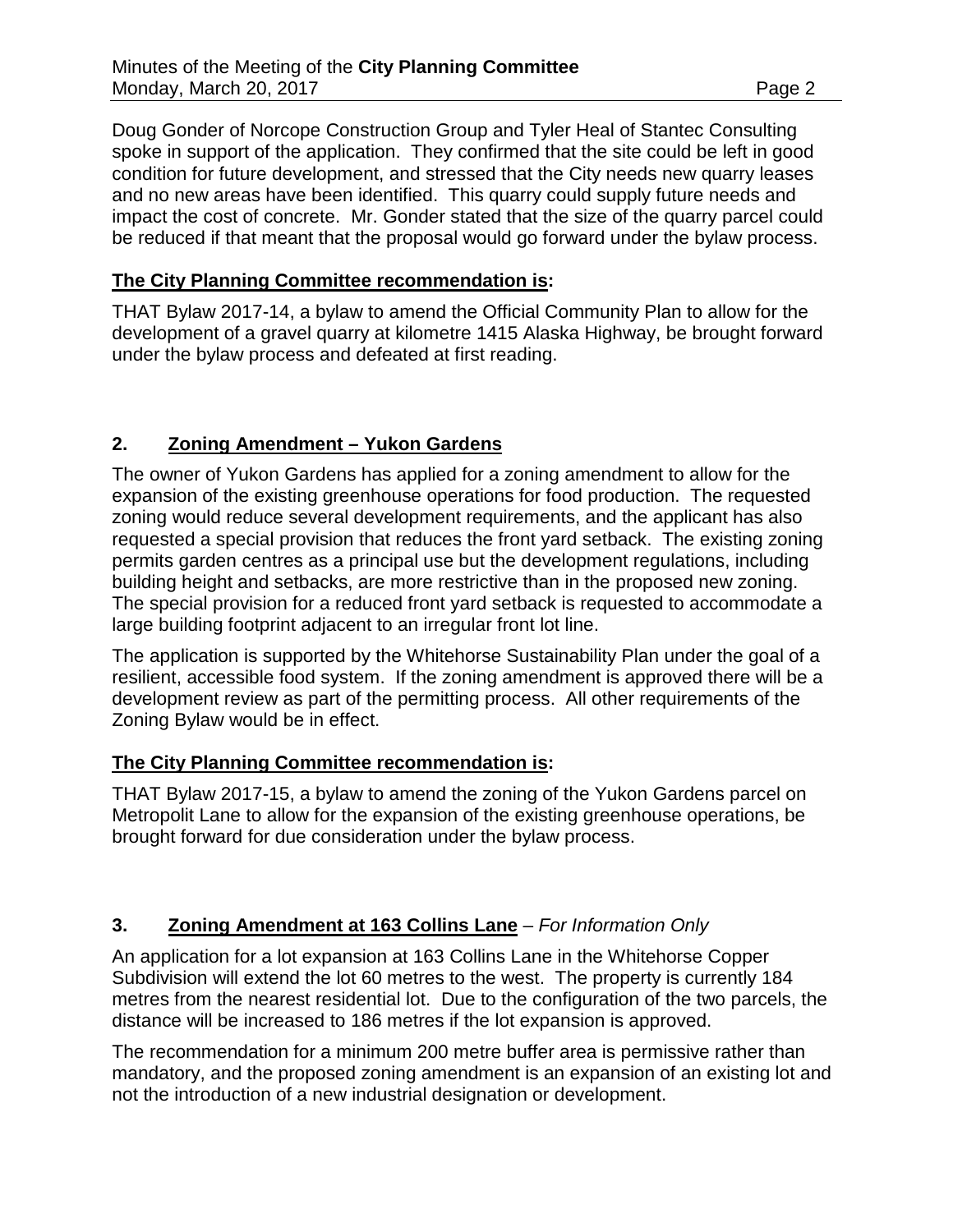Doug Gonder of Norcope Construction Group and Tyler Heal of Stantec Consulting spoke in support of the application. They confirmed that the site could be left in good condition for future development, and stressed that the City needs new quarry leases and no new areas have been identified. This quarry could supply future needs and impact the cost of concrete. Mr. Gonder stated that the size of the quarry parcel could be reduced if that meant that the proposal would go forward under the bylaw process.

**The City Planning Committee recommendation is:**

THAT Bylaw 2017-14, a bylaw to amend the Official Community Plan to allow for the development of a gravel quarry at kilometre 1415 Alaska Highway, be brought forward under the bylaw process and defeated at first reading.

## 2. Zoning Amendment – Yukon Gardens

The owner of Yukon Gardens has applied for a zoning amendment to allow for the expansion of the existing greenhouse operations for food production. The requested zoning would reduce several development requirements, and the applicant has also requested a special provision that reduces the front yard setback. The existing zoning permits garden centres as a principal use but the development regulations, including building height and setbacks, are more restrictive than in the proposed new zoning. The special provision for a reduced front yard setback is requested to accommodate a large building footprint adjacent to an irregular front lot line.

The application is supported by the Whitehorse Sustainability Plan under the goal of a resilient, accessible food system. If the zoning amendment is approved there will be a development review as part of the permitting process. All other requirements of the Zoning Bylaw would be in effect.

**The City Planning Committee recommendation is:**

THAT Bylaw 2017-15, a bylaw to amend the zoning of the Yukon Gardens parcel on Metropolit Lane to allow for the expansion of the existing greenhouse operations, be brought forward for due consideration under the bylaw process.

## 3. Zoning Amendment at 163 Collins Lane – *For Information Only*

An application for a lot expansion at 163 Collins Lane in the Whitehorse Copper Subdivision will extend the lot 60 metres to the west. The property is currently 184 metres from the nearest residential lot. Due to the configuration of the two parcels, the distance will be increased to 186 metres if the lot expansion is approved.

The recommendation for a minimum 200 metre buffer area is permissive rather than mandatory, and the proposed zoning amendment is an expansion of an existing lot and not the introduction of a new industrial designation or development.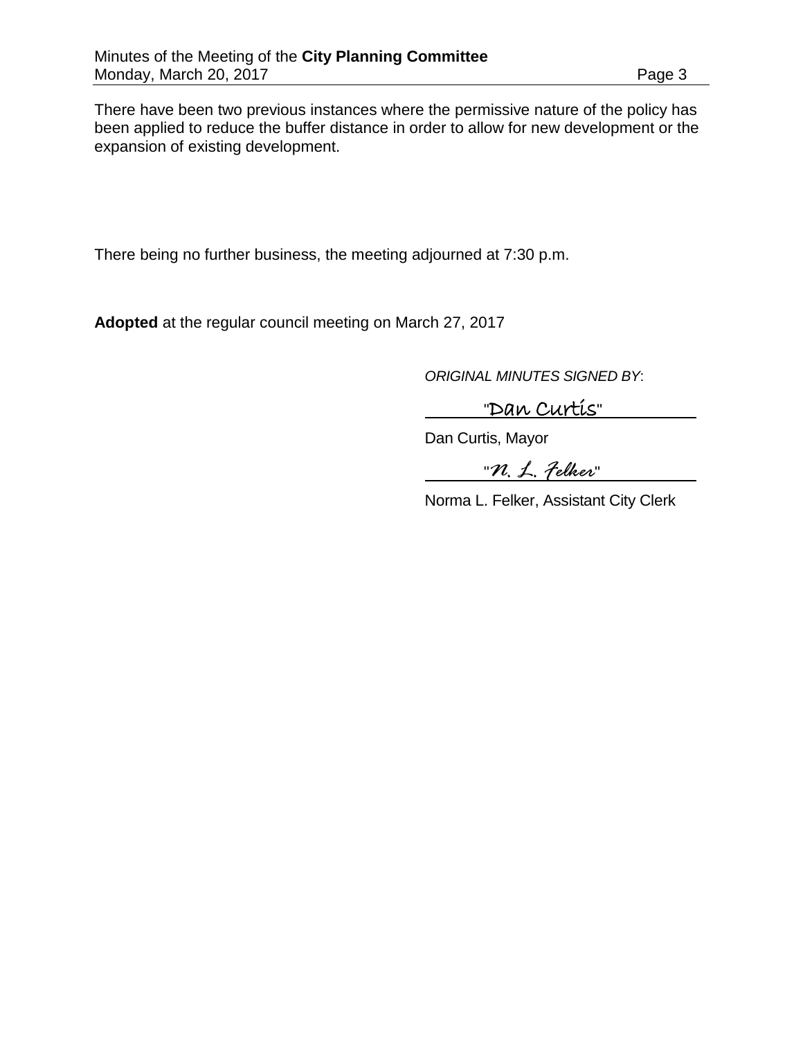There have been two previous instances where the permissive nature of the policy has been applied to reduce the buffer distance in order to allow for new development or the expansion of existing development.

There being no further business, the meeting adjourned at 7:30 p.m.

**Adopted** at the regular council meeting on March 27, 2017

*ORIGINAL MINUTES SIGNED BY*:

"Dan Curtis"

Dan Curtis, Mayor

"*N. L. Felker*"

Norma L. Felker, Assistant City Clerk